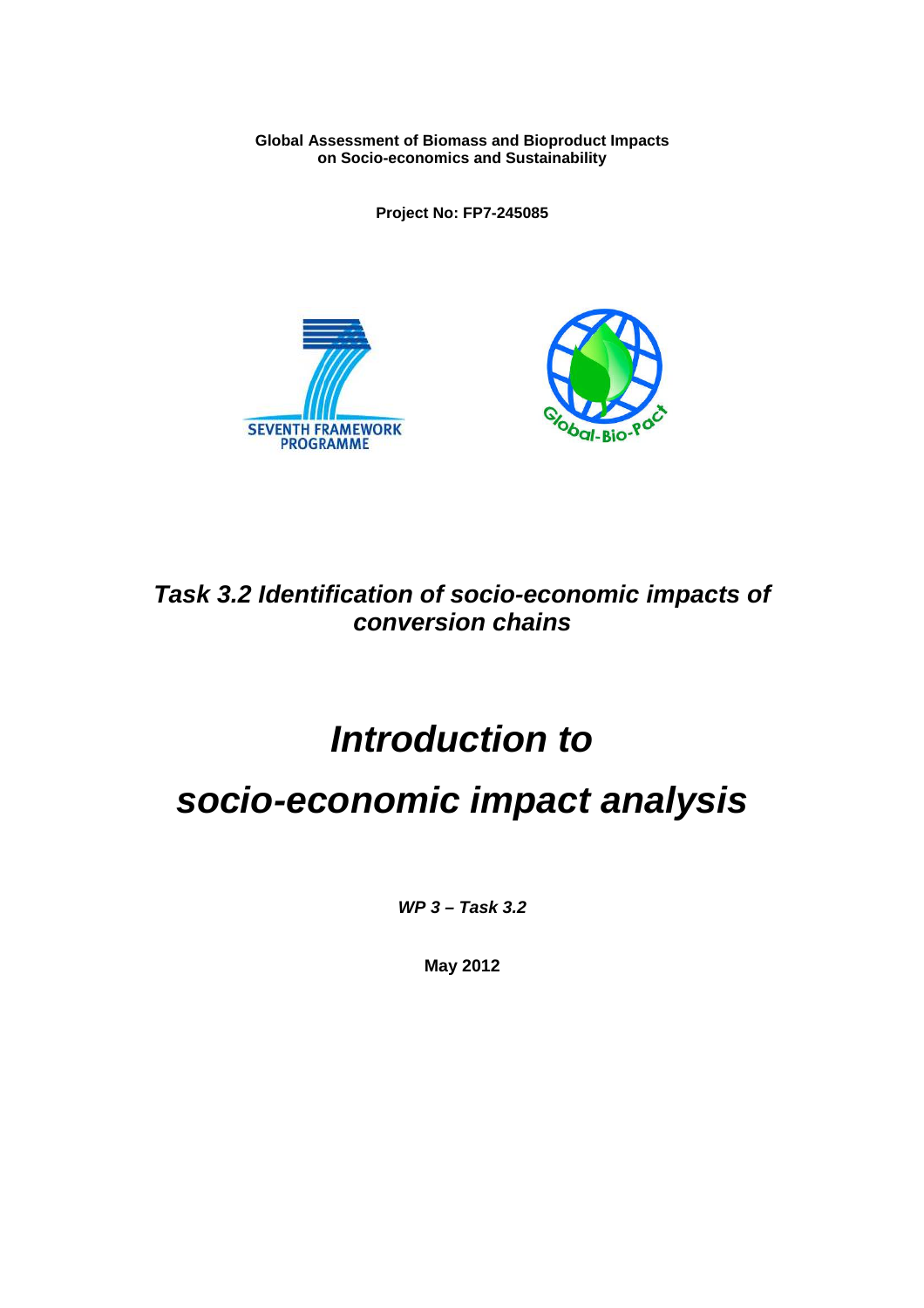**Global Assessment of Biomass and Bioproduct Impacts on Socio-economics and Sustainability**

**Project No: FP7-245085**

## *Task 3.2 Identification of socio-economic impacts of conversion chains*

# *Introduction to socio-economic impact analysis*

***WP 3 – Task 3.2***

**May 2012**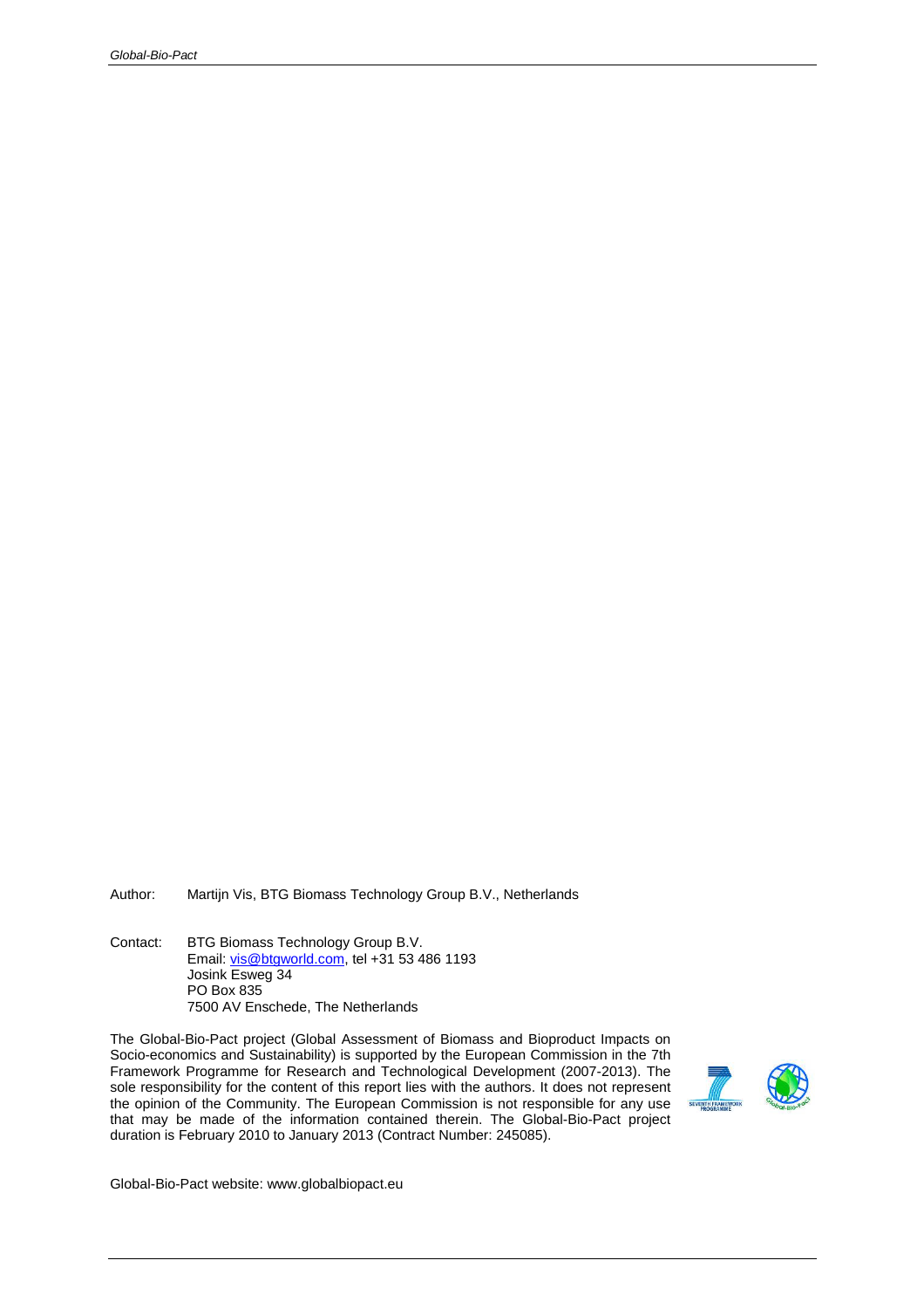Author: Martijn Vis, BTG Biomass Technology Group B.V., Netherlands

Contact: BTG Biomass Technology Group B.V.
Email: [vis@btgworld.com](mailto:vis@btgworld.com), tel +31 53 486 1193
Josink Esweg 34
PO Box 835
7500 AV Enschede, The Netherlands

The Global-Bio-Pact project (Global Assessment of Biomass and Bioproduct Impacts on Socio-economics and Sustainability) is supported by the European Commission in the 7th Framework Programme for Research and Technological Development (2007-2013). The sole responsibility for the content of this report lies with the authors. It does not represent the opinion of the Community. The European Commission is not responsible for any use that may be made of the information contained therein. The Global-Bio-Pact project duration is February 2010 to January 2013 (Contract Number: 245085).

Global-Bio-Pact website: www.globalbiopact.eu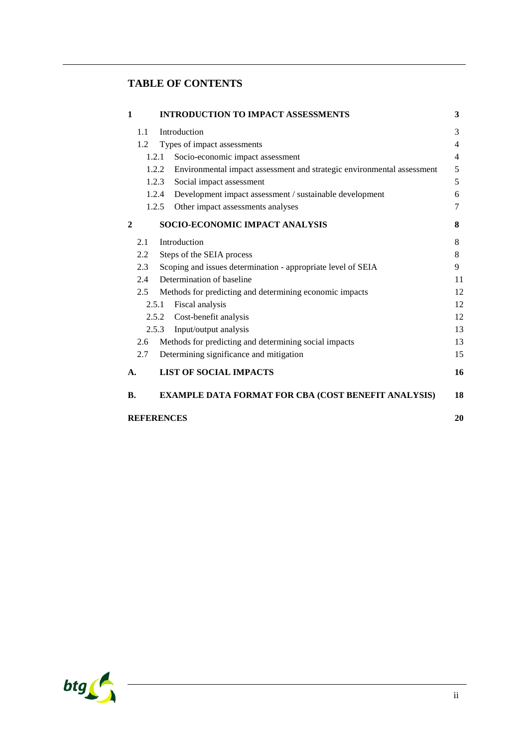# TABLE OF CONTENTS

| | | |
|---|---|---|
| **1** | **INTRODUCTION TO IMPACT ASSESSMENTS** | **3** |
| 1.1 | Introduction | 3 |
| 1.2 | Types of impact assessments | 4 |
| 1.2.1 | Socio-economic impact assessment | 4 |
| 1.2.2 | Environmental impact assessment and strategic environmental assessment | 5 |
| 1.2.3 | Social impact assessment | 5 |
| 1.2.4 | Development impact assessment / sustainable development | 6 |
| 1.2.5 | Other impact assessments analyses | 7 |
| **2** | **SOCIO-ECONOMIC IMPACT ANALYSIS** | **8** |
| 2.1 | Introduction | 8 |
| 2.2 | Steps of the SEIA process | 8 |
| 2.3 | Scoping and issues determination - appropriate level of SEIA | 9 |
| 2.4 | Determination of baseline | 11 |
| 2.5 | Methods for predicting and determining economic impacts | 12 |
| 2.5.1 | Fiscal analysis | 12 |
| 2.5.2 | Cost-benefit analysis | 12 |
| 2.5.3 | Input/output analysis | 13 |
| 2.6 | Methods for predicting and determining social impacts | 13 |
| 2.7 | Determining significance and mitigation | 15 |
| **A.** | **LIST OF SOCIAL IMPACTS** | **16** |
| **B.** | **EXAMPLE DATA FORMAT FOR CBA (COST BENEFIT ANALYSIS)** | **18** |
| **REFERENCES** | | **20** |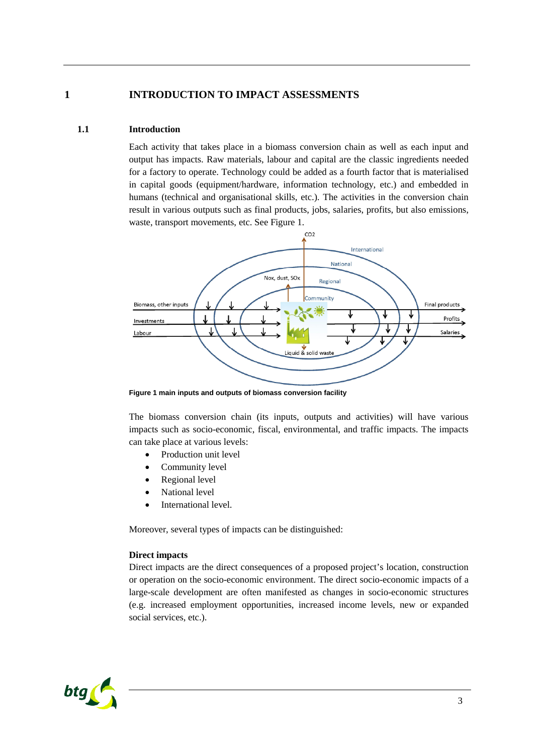# 1 INTRODUCTION TO IMPACT ASSESSMENTS

## 1.1 Introduction

Each activity that takes place in a biomass conversion chain as well as each input and output has impacts. Raw materials, labour and capital are the classic ingredients needed for a factory to operate. Technology could be added as a fourth factor that is materialised in capital goods (equipment/hardware, information technology, etc.) and embedded in humans (technical and organisational skills, etc.). The activities in the conversion chain result in various outputs such as final products, jobs, salaries, profits, but also emissions, waste, transport movements, etc. See Figure 1.

**Figure 1 main inputs and outputs of biomass conversion facility**

The biomass conversion chain (its inputs, outputs and activities) will have various impacts such as socio-economic, fiscal, environmental, and traffic impacts. The impacts can take place at various levels:

- Production unit level
- Community level
- Regional level
- National level
- International level.

Moreover, several types of impacts can be distinguished:

**Direct impacts**

Direct impacts are the direct consequences of a proposed project's location, construction or operation on the socio-economic environment. The direct socio-economic impacts of a large-scale development are often manifested as changes in socio-economic structures (e.g. increased employment opportunities, increased income levels, new or expanded social services, etc.).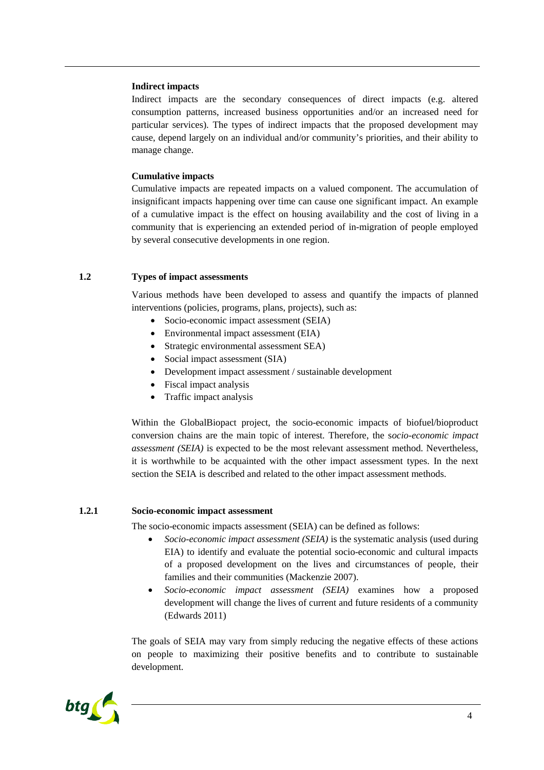**Indirect impacts**

Indirect impacts are the secondary consequences of direct impacts (e.g. altered consumption patterns, increased business opportunities and/or an increased need for particular services). The types of indirect impacts that the proposed development may cause, depend largely on an individual and/or community's priorities, and their ability to manage change.

**Cumulative impacts**

Cumulative impacts are repeated impacts on a valued component. The accumulation of insignificant impacts happening over time can cause one significant impact. An example of a cumulative impact is the effect on housing availability and the cost of living in a community that is experiencing an extended period of in-migration of people employed by several consecutive developments in one region.

## 1.2 Types of impact assessments

Various methods have been developed to assess and quantify the impacts of planned interventions (policies, programs, plans, projects), such as:

- Socio-economic impact assessment (SEIA)
- Environmental impact assessment (EIA)
- Strategic environmental assessment SEA)
- Social impact assessment (SIA)
- Development impact assessment / sustainable development
- Fiscal impact analysis
- Traffic impact analysis

Within the GlobalBiopact project, the socio-economic impacts of biofuel/bioproduct conversion chains are the main topic of interest. Therefore, the s*ocio-economic impact assessment (SEIA)* is expected to be the most relevant assessment method. Nevertheless, it is worthwhile to be acquainted with the other impact assessment types. In the next section the SEIA is described and related to the other impact assessment methods.

### 1.2.1 Socio-economic impact assessment

The socio-economic impacts assessment (SEIA) can be defined as follows:

- *Socio-economic impact assessment (SEIA)* is the systematic analysis (used during EIA) to identify and evaluate the potential socio-economic and cultural impacts of a proposed development on the lives and circumstances of people, their families and their communities (Mackenzie 2007).
- *Socio-economic impact assessment (SEIA)* examines how a proposed development will change the lives of current and future residents of a community (Edwards 2011)

The goals of SEIA may vary from simply reducing the negative effects of these actions on people to maximizing their positive benefits and to contribute to sustainable development.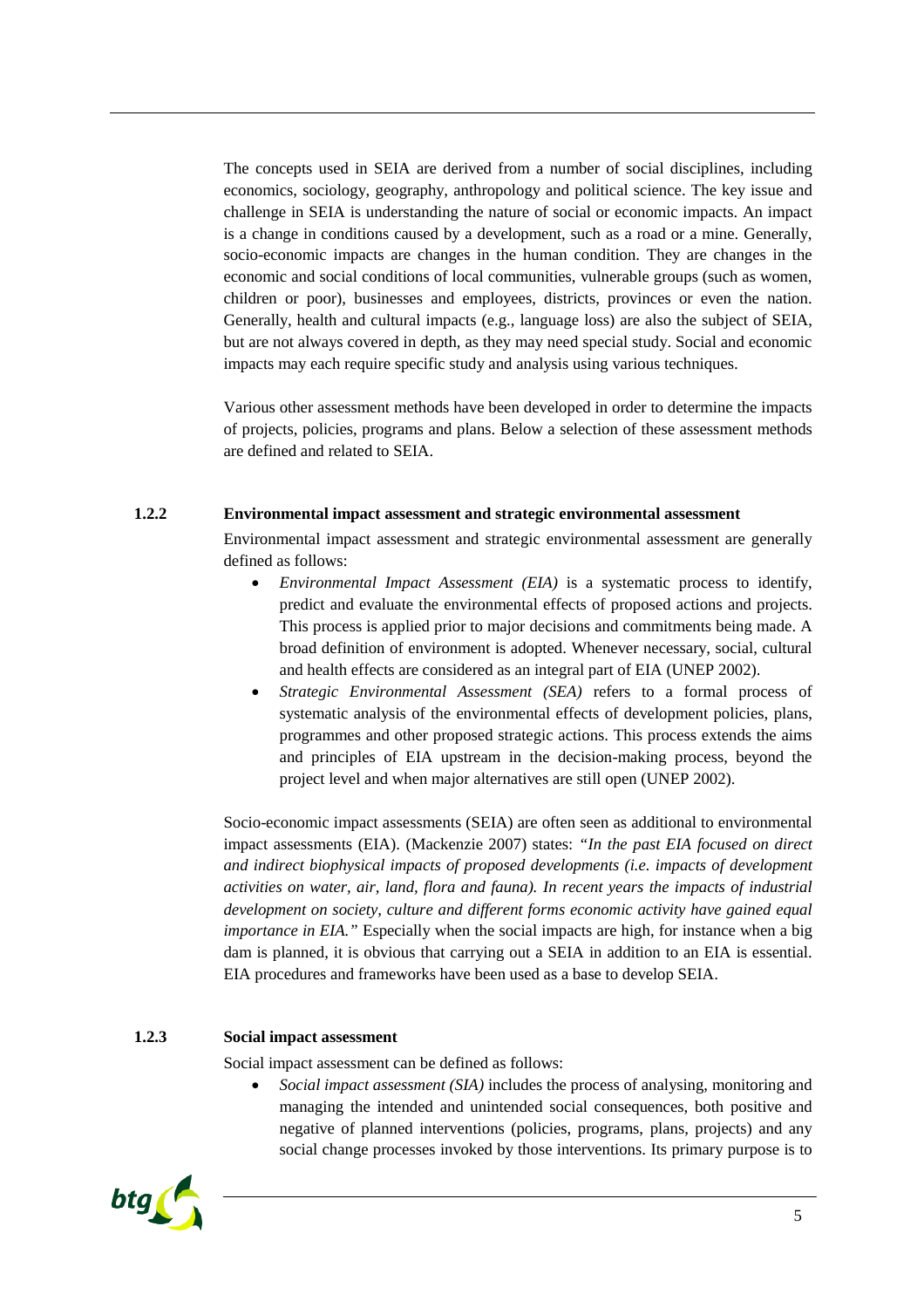The concepts used in SEIA are derived from a number of social disciplines, including economics, sociology, geography, anthropology and political science. The key issue and challenge in SEIA is understanding the nature of social or economic impacts. An impact is a change in conditions caused by a development, such as a road or a mine. Generally, socio-economic impacts are changes in the human condition. They are changes in the economic and social conditions of local communities, vulnerable groups (such as women, children or poor), businesses and employees, districts, provinces or even the nation. Generally, health and cultural impacts (e.g., language loss) are also the subject of SEIA, but are not always covered in depth, as they may need special study. Social and economic impacts may each require specific study and analysis using various techniques.

Various other assessment methods have been developed in order to determine the impacts of projects, policies, programs and plans. Below a selection of these assessment methods are defined and related to SEIA.

### 1.2.2 Environmental impact assessment and strategic environmental assessment

Environmental impact assessment and strategic environmental assessment are generally defined as follows:

- *Environmental Impact Assessment (EIA)* is a systematic process to identify, predict and evaluate the environmental effects of proposed actions and projects. This process is applied prior to major decisions and commitments being made. A broad definition of environment is adopted. Whenever necessary, social, cultural and health effects are considered as an integral part of EIA (UNEP 2002).
- *Strategic Environmental Assessment (SEA)* refers to a formal process of systematic analysis of the environmental effects of development policies, plans, programmes and other proposed strategic actions. This process extends the aims and principles of EIA upstream in the decision-making process, beyond the project level and when major alternatives are still open (UNEP 2002).

Socio-economic impact assessments (SEIA) are often seen as additional to environmental impact assessments (EIA). (Mackenzie 2007) states: *"In the past EIA focused on direct and indirect biophysical impacts of proposed developments (i.e. impacts of development activities on water, air, land, flora and fauna). In recent years the impacts of industrial development on society, culture and different forms economic activity have gained equal importance in EIA."* Especially when the social impacts are high, for instance when a big dam is planned, it is obvious that carrying out a SEIA in addition to an EIA is essential. EIA procedures and frameworks have been used as a base to develop SEIA.

### 1.2.3 Social impact assessment

Social impact assessment can be defined as follows:

- *Social impact assessment (SIA)* includes the process of analysing, monitoring and managing the intended and unintended social consequences, both positive and negative of planned interventions (policies, programs, plans, projects) and any social change processes invoked by those interventions. Its primary purpose is to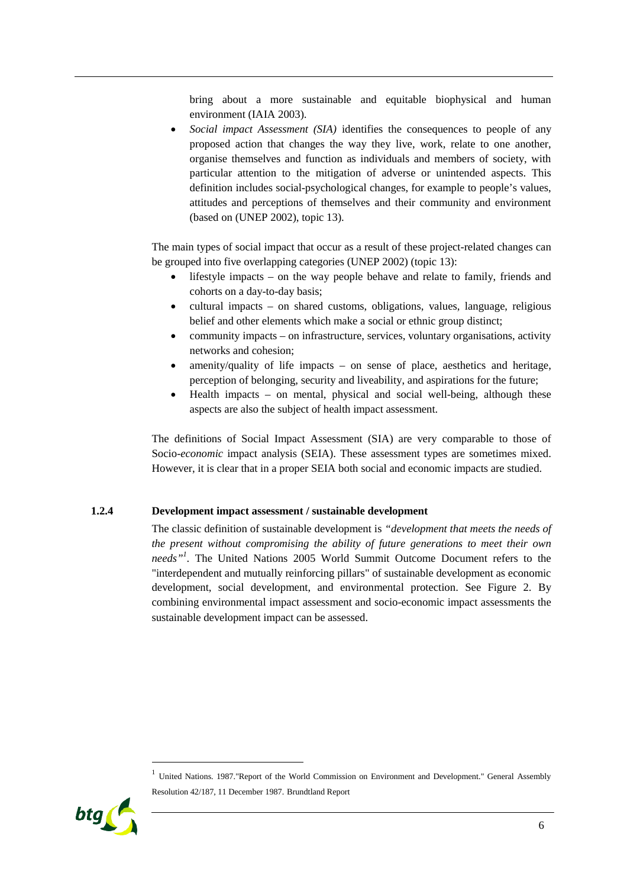bring about a more sustainable and equitable biophysical and human environment (IAIA 2003).

- *Social impact Assessment (SIA)* identifies the consequences to people of any proposed action that changes the way they live, work, relate to one another, organise themselves and function as individuals and members of society, with particular attention to the mitigation of adverse or unintended aspects. This definition includes social-psychological changes, for example to people's values, attitudes and perceptions of themselves and their community and environment (based on (UNEP 2002), topic 13).

The main types of social impact that occur as a result of these project-related changes can be grouped into five overlapping categories (UNEP 2002) (topic 13):

- lifestyle impacts – on the way people behave and relate to family, friends and cohorts on a day-to-day basis;
- cultural impacts – on shared customs, obligations, values, language, religious belief and other elements which make a social or ethnic group distinct;
- community impacts – on infrastructure, services, voluntary organisations, activity networks and cohesion;
- amenity/quality of life impacts – on sense of place, aesthetics and heritage, perception of belonging, security and liveability, and aspirations for the future;
- Health impacts – on mental, physical and social well-being, although these aspects are also the subject of health impact assessment.

The definitions of Social Impact Assessment (SIA) are very comparable to those of Socio-*economic* impact analysis (SEIA). These assessment types are sometimes mixed. However, it is clear that in a proper SEIA both social and economic impacts are studied.

### 1.2.4 Development impact assessment / sustainable development

The classic definition of sustainable development is *"development that meets the needs of the present without compromising the ability of future generations to meet their own needs"*[1]. The United Nations 2005 World Summit Outcome Document refers to the "interdependent and mutually reinforcing pillars" of sustainable development as economic development, social development, and environmental protection. See Figure 2. By combining environmental impact assessment and socio-economic impact assessments the sustainable development impact can be assessed.

[1] United Nations. 1987."Report of the World Commission on Environment and Development." General Assembly Resolution 42/187, 11 December 1987. Brundtland Report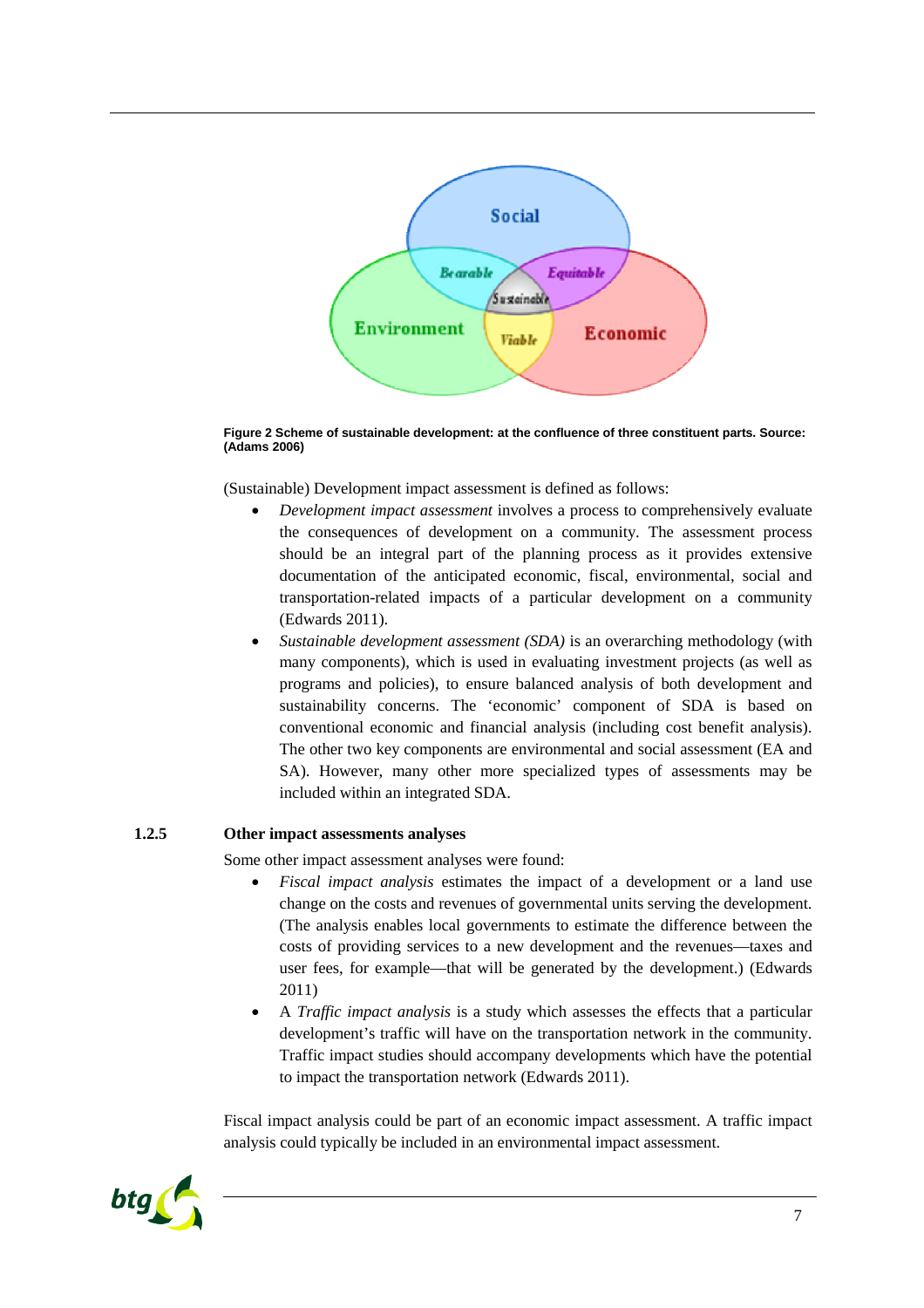**Figure 2 Scheme of sustainable development: at the confluence of three constituent parts. Source: (Adams 2006)**

(Sustainable) Development impact assessment is defined as follows:

- *Development impact assessment* involves a process to comprehensively evaluate the consequences of development on a community. The assessment process should be an integral part of the planning process as it provides extensive documentation of the anticipated economic, fiscal, environmental, social and transportation-related impacts of a particular development on a community (Edwards 2011).
- *Sustainable development assessment (SDA)* is an overarching methodology (with many components), which is used in evaluating investment projects (as well as programs and policies), to ensure balanced analysis of both development and sustainability concerns. The 'economic' component of SDA is based on conventional economic and financial analysis (including cost benefit analysis). The other two key components are environmental and social assessment (EA and SA). However, many other more specialized types of assessments may be included within an integrated SDA.

### 1.2.5 Other impact assessments analyses

Some other impact assessment analyses were found:

- *Fiscal impact analysis* estimates the impact of a development or a land use change on the costs and revenues of governmental units serving the development. (The analysis enables local governments to estimate the difference between the costs of providing services to a new development and the revenues—taxes and user fees, for example—that will be generated by the development.) (Edwards 2011)
- A *Traffic impact analysis* is a study which assesses the effects that a particular development's traffic will have on the transportation network in the community. Traffic impact studies should accompany developments which have the potential to impact the transportation network (Edwards 2011).

Fiscal impact analysis could be part of an economic impact assessment. A traffic impact analysis could typically be included in an environmental impact assessment.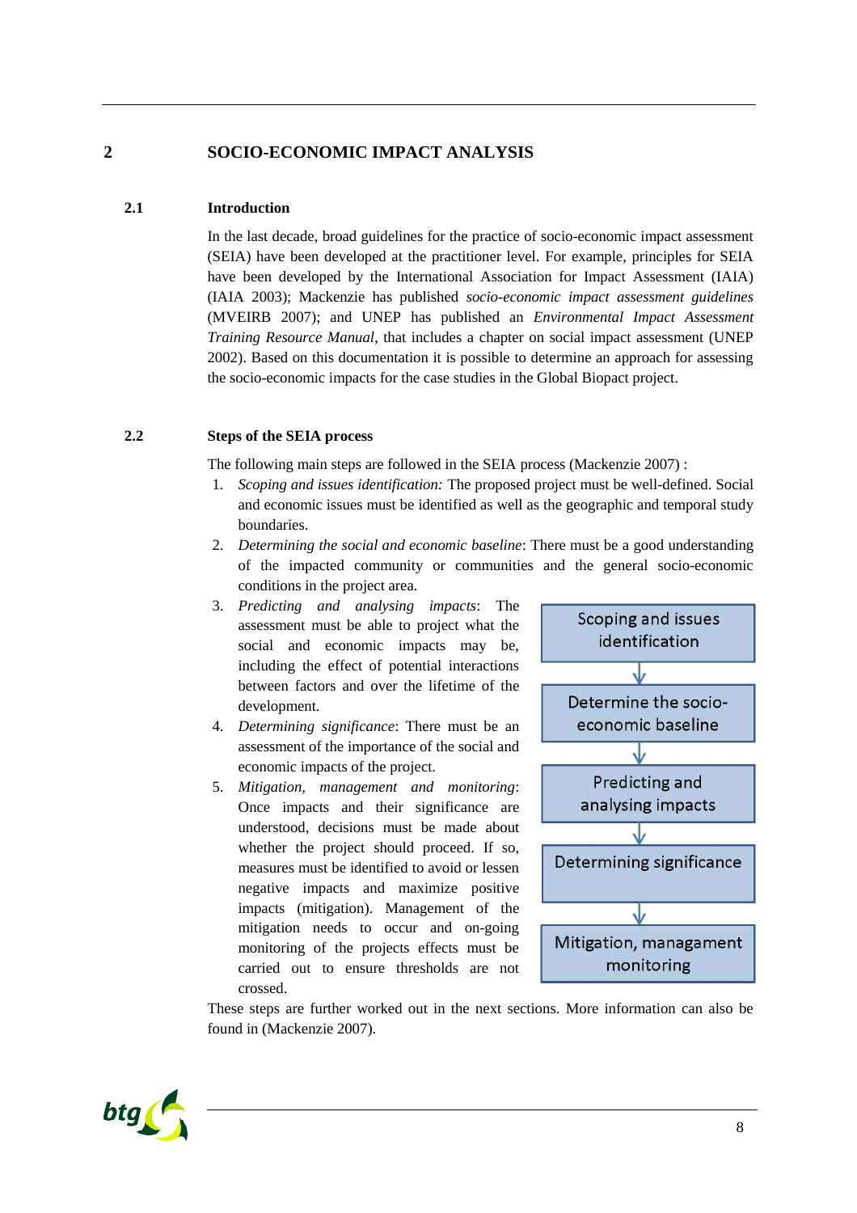# 2 SOCIO-ECONOMIC IMPACT ANALYSIS

## 2.1 Introduction

In the last decade, broad guidelines for the practice of socio-economic impact assessment (SEIA) have been developed at the practitioner level. For example, principles for SEIA have been developed by the International Association for Impact Assessment (IAIA) (IAIA 2003); Mackenzie has published *socio-economic impact assessment guidelines* (MVEIRB 2007); and UNEP has published an *Environmental Impact Assessment Training Resource Manual*, that includes a chapter on social impact assessment (UNEP 2002). Based on this documentation it is possible to determine an approach for assessing the socio-economic impacts for the case studies in the Global Biopact project.

## 2.2 Steps of the SEIA process

The following main steps are followed in the SEIA process (Mackenzie 2007) :

1. *Scoping and issues identification:* The proposed project must be well-defined. Social and economic issues must be identified as well as the geographic and temporal study boundaries.
2. *Determining the social and economic baseline*: There must be a good understanding of the impacted community or communities and the general socio-economic conditions in the project area.
3. *Predicting and analysing impacts*: The assessment must be able to project what the social and economic impacts may be, including the effect of potential interactions between factors and over the lifetime of the development.
4. *Determining significance*: There must be an assessment of the importance of the social and economic impacts of the project.
5. *Mitigation, management and monitoring*: Once impacts and their significance are understood, decisions must be made about whether the project should proceed. If so, measures must be identified to avoid or lessen negative impacts and maximize positive impacts (mitigation). Management of the mitigation needs to occur and on-going monitoring of the projects effects must be carried out to ensure thresholds are not crossed.

Scoping and issues identification → Determine the socio-economic baseline → Predicting and analysing impacts → Determining significance → Mitigation, managment monitoring

These steps are further worked out in the next sections. More information can also be found in (Mackenzie 2007).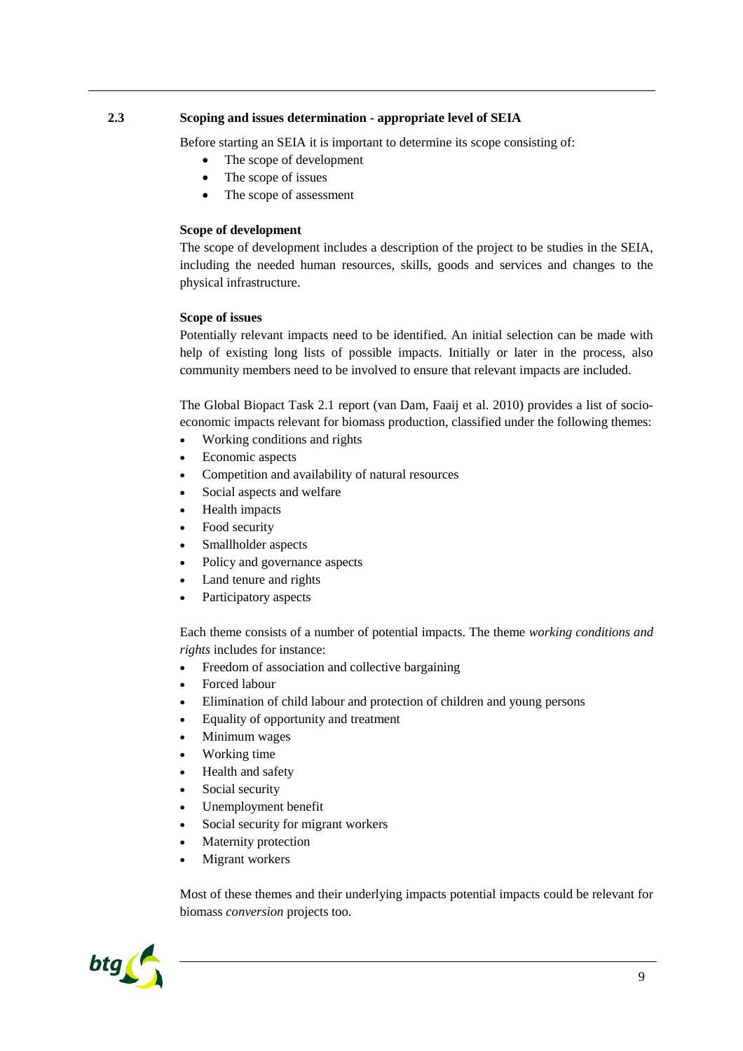## 2.3 Scoping and issues determination - appropriate level of SEIA

Before starting an SEIA it is important to determine its scope consisting of:

- The scope of development
- The scope of issues
- The scope of assessment

**Scope of development**

The scope of development includes a description of the project to be studies in the SEIA, including the needed human resources, skills, goods and services and changes to the physical infrastructure.

**Scope of issues**

Potentially relevant impacts need to be identified. An initial selection can be made with help of existing long lists of possible impacts. Initially or later in the process, also community members need to be involved to ensure that relevant impacts are included.

The Global Biopact Task 2.1 report (van Dam, Faaij et al. 2010) provides a list of socio-economic impacts relevant for biomass production, classified under the following themes:

- Working conditions and rights
- Economic aspects
- Competition and availability of natural resources
- Social aspects and welfare
- Health impacts
- Food security
- Smallholder aspects
- Policy and governance aspects
- Land tenure and rights
- Participatory aspects

Each theme consists of a number of potential impacts. The theme *working conditions and rights* includes for instance:

- Freedom of association and collective bargaining
- Forced labour
- Elimination of child labour and protection of children and young persons
- Equality of opportunity and treatment
- Minimum wages
- Working time
- Health and safety
- Social security
- Unemployment benefit
- Social security for migrant workers
- Maternity protection
- Migrant workers

Most of these themes and their underlying impacts potential impacts could be relevant for biomass *conversion* projects too.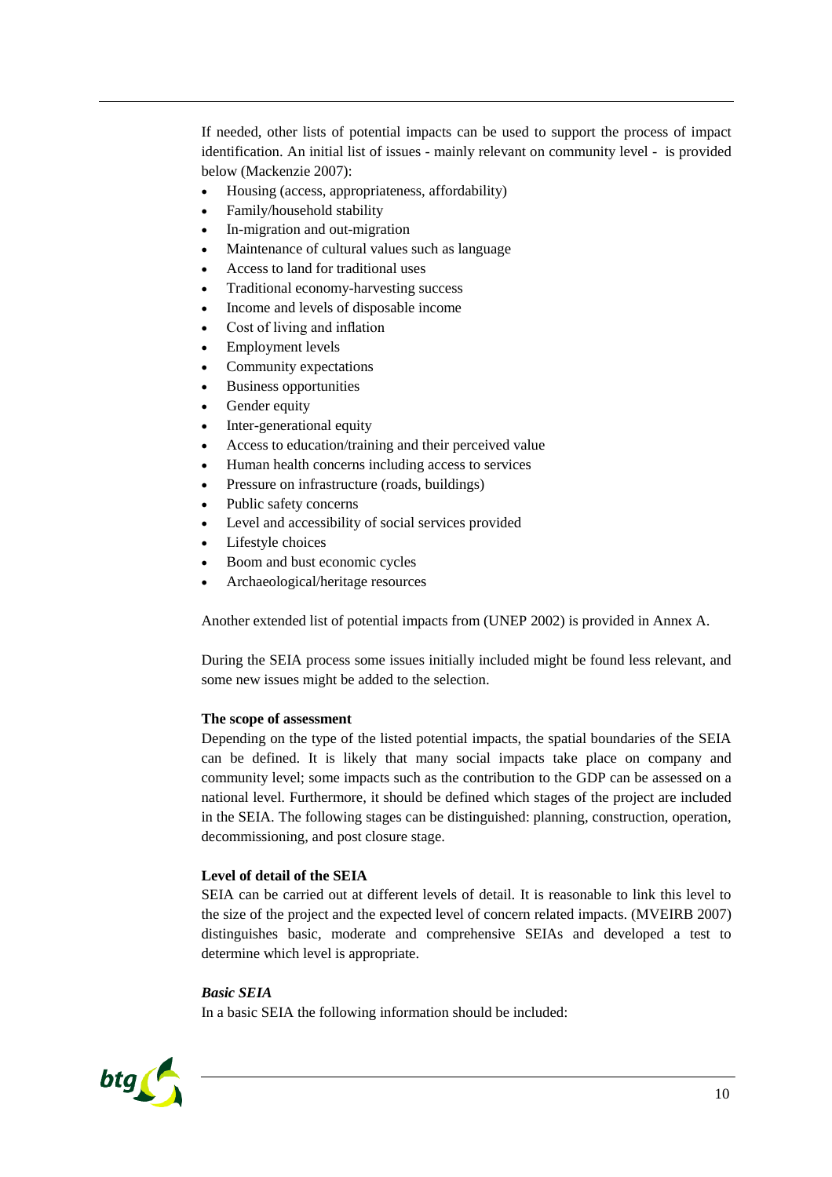If needed, other lists of potential impacts can be used to support the process of impact identification. An initial list of issues - mainly relevant on community level - is provided below (Mackenzie 2007):

- Housing (access, appropriateness, affordability)
- Family/household stability
- In-migration and out-migration
- Maintenance of cultural values such as language
- Access to land for traditional uses
- Traditional economy-harvesting success
- Income and levels of disposable income
- Cost of living and inflation
- Employment levels
- Community expectations
- Business opportunities
- Gender equity
- Inter-generational equity
- Access to education/training and their perceived value
- Human health concerns including access to services
- Pressure on infrastructure (roads, buildings)
- Public safety concerns
- Level and accessibility of social services provided
- Lifestyle choices
- Boom and bust economic cycles
- Archaeological/heritage resources

Another extended list of potential impacts from (UNEP 2002) is provided in Annex A.

During the SEIA process some issues initially included might be found less relevant, and some new issues might be added to the selection.

**The scope of assessment**

Depending on the type of the listed potential impacts, the spatial boundaries of the SEIA can be defined. It is likely that many social impacts take place on company and community level; some impacts such as the contribution to the GDP can be assessed on a national level. Furthermore, it should be defined which stages of the project are included in the SEIA. The following stages can be distinguished: planning, construction, operation, decommissioning, and post closure stage.

**Level of detail of the SEIA**

SEIA can be carried out at different levels of detail. It is reasonable to link this level to the size of the project and the expected level of concern related impacts. (MVEIRB 2007) distinguishes basic, moderate and comprehensive SEIAs and developed a test to determine which level is appropriate.

***Basic SEIA***

In a basic SEIA the following information should be included: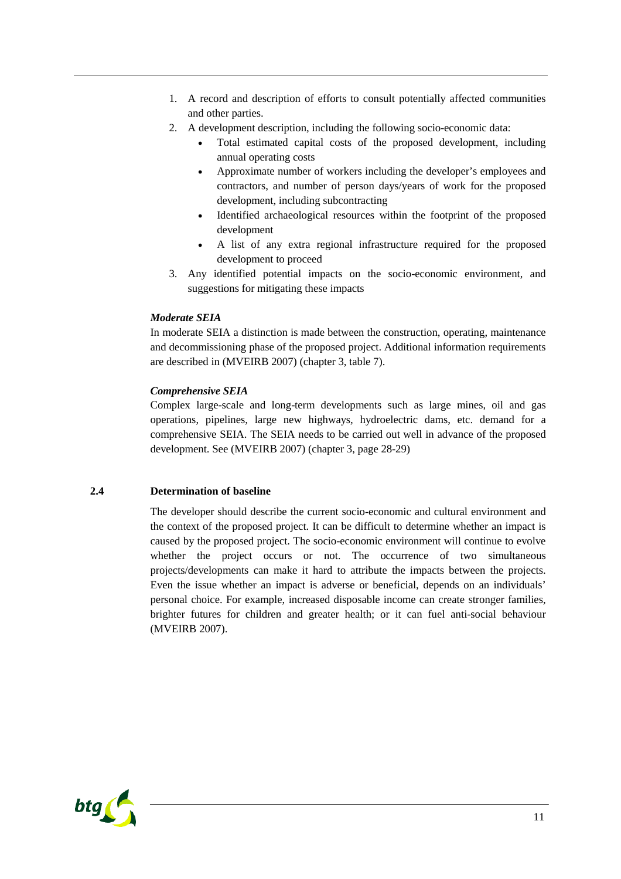1. A record and description of efforts to consult potentially affected communities and other parties.
2. A development description, including the following socio-economic data:
   - Total estimated capital costs of the proposed development, including annual operating costs
   - Approximate number of workers including the developer's employees and contractors, and number of person days/years of work for the proposed development, including subcontracting
   - Identified archaeological resources within the footprint of the proposed development
   - A list of any extra regional infrastructure required for the proposed development to proceed
3. Any identified potential impacts on the socio-economic environment, and suggestions for mitigating these impacts

***Moderate SEIA***

In moderate SEIA a distinction is made between the construction, operating, maintenance and decommissioning phase of the proposed project. Additional information requirements are described in (MVEIRB 2007) (chapter 3, table 7).

***Comprehensive SEIA***

Complex large-scale and long-term developments such as large mines, oil and gas operations, pipelines, large new highways, hydroelectric dams, etc. demand for a comprehensive SEIA. The SEIA needs to be carried out well in advance of the proposed development. See (MVEIRB 2007) (chapter 3, page 28-29)

## 2.4 Determination of baseline

The developer should describe the current socio-economic and cultural environment and the context of the proposed project. It can be difficult to determine whether an impact is caused by the proposed project. The socio-economic environment will continue to evolve whether the project occurs or not. The occurrence of two simultaneous projects/developments can make it hard to attribute the impacts between the projects. Even the issue whether an impact is adverse or beneficial, depends on an individuals' personal choice. For example, increased disposable income can create stronger families, brighter futures for children and greater health; or it can fuel anti-social behaviour (MVEIRB 2007).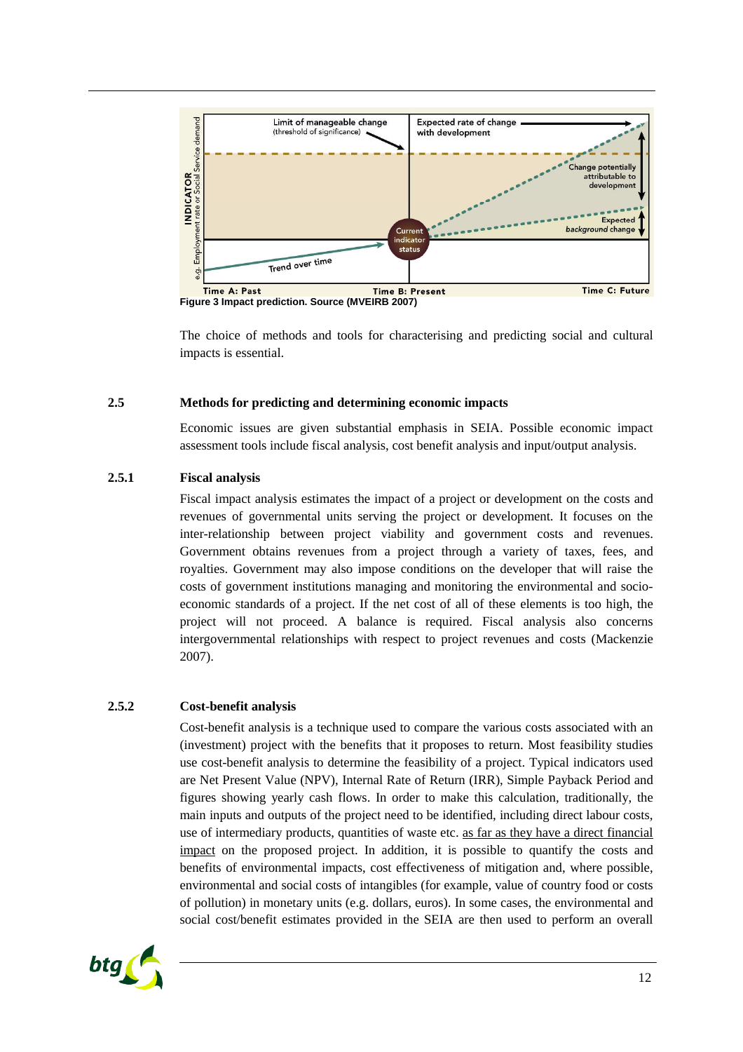Figure 3 Impact prediction. Source (MVEIRB 2007)

The choice of methods and tools for characterising and predicting social and cultural impacts is essential.

## 2.5 Methods for predicting and determining economic impacts

Economic issues are given substantial emphasis in SEIA. Possible economic impact assessment tools include fiscal analysis, cost benefit analysis and input/output analysis.

### 2.5.1 Fiscal analysis

Fiscal impact analysis estimates the impact of a project or development on the costs and revenues of governmental units serving the project or development. It focuses on the inter-relationship between project viability and government costs and revenues. Government obtains revenues from a project through a variety of taxes, fees, and royalties. Government may also impose conditions on the developer that will raise the costs of government institutions managing and monitoring the environmental and socio-economic standards of a project. If the net cost of all of these elements is too high, the project will not proceed. A balance is required. Fiscal analysis also concerns intergovernmental relationships with respect to project revenues and costs (Mackenzie 2007).

### 2.5.2 Cost-benefit analysis

Cost-benefit analysis is a technique used to compare the various costs associated with an (investment) project with the benefits that it proposes to return. Most feasibility studies use cost-benefit analysis to determine the feasibility of a project. Typical indicators used are Net Present Value (NPV), Internal Rate of Return (IRR), Simple Payback Period and figures showing yearly cash flows. In order to make this calculation, traditionally, the main inputs and outputs of the project need to be identified, including direct labour costs, use of intermediary products, quantities of waste etc. <u>as far as they have a direct financial impact</u> on the proposed project. In addition, it is possible to quantify the costs and benefits of environmental impacts, cost effectiveness of mitigation and, where possible, environmental and social costs of intangibles (for example, value of country food or costs of pollution) in monetary units (e.g. dollars, euros). In some cases, the environmental and social cost/benefit estimates provided in the SEIA are then used to perform an overall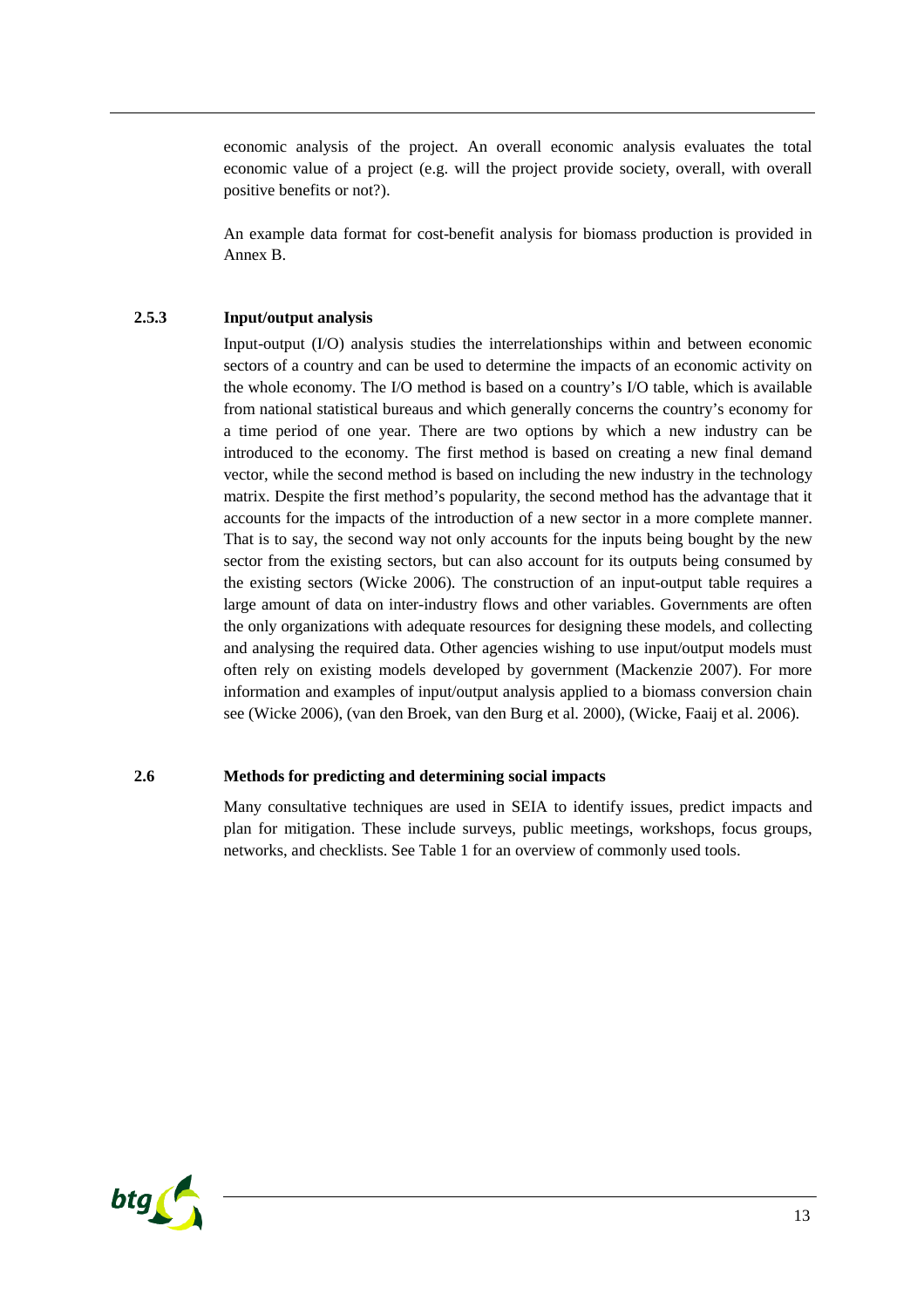economic analysis of the project. An overall economic analysis evaluates the total economic value of a project (e.g. will the project provide society, overall, with overall positive benefits or not?).

An example data format for cost-benefit analysis for biomass production is provided in Annex B.

### 2.5.3 Input/output analysis

Input-output (I/O) analysis studies the interrelationships within and between economic sectors of a country and can be used to determine the impacts of an economic activity on the whole economy. The I/O method is based on a country's I/O table, which is available from national statistical bureaus and which generally concerns the country's economy for a time period of one year. There are two options by which a new industry can be introduced to the economy. The first method is based on creating a new final demand vector, while the second method is based on including the new industry in the technology matrix. Despite the first method's popularity, the second method has the advantage that it accounts for the impacts of the introduction of a new sector in a more complete manner. That is to say, the second way not only accounts for the inputs being bought by the new sector from the existing sectors, but can also account for its outputs being consumed by the existing sectors (Wicke 2006). The construction of an input-output table requires a large amount of data on inter-industry flows and other variables. Governments are often the only organizations with adequate resources for designing these models, and collecting and analysing the required data. Other agencies wishing to use input/output models must often rely on existing models developed by government (Mackenzie 2007). For more information and examples of input/output analysis applied to a biomass conversion chain see (Wicke 2006), (van den Broek, van den Burg et al. 2000), (Wicke, Faaij et al. 2006).

## 2.6 Methods for predicting and determining social impacts

Many consultative techniques are used in SEIA to identify issues, predict impacts and plan for mitigation. These include surveys, public meetings, workshops, focus groups, networks, and checklists. See Table 1 for an overview of commonly used tools.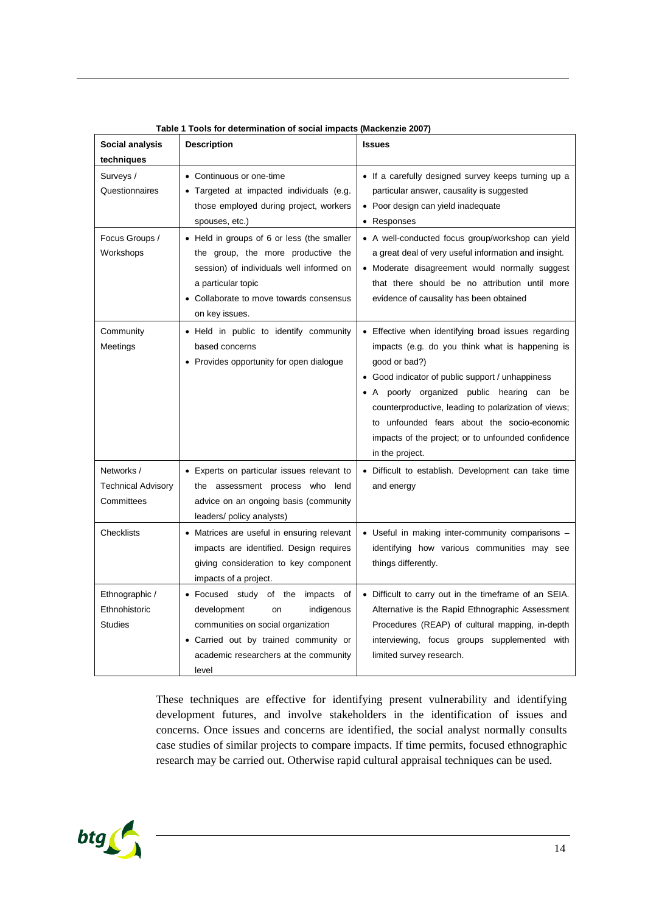**Table 1 Tools for determination of social impacts (Mackenzie 2007)**

| Social analysis techniques | Description | Issues |
|---|---|---|
| Surveys / Questionnaires | • Continuous or one-time<br>• Targeted at impacted individuals (e.g. those employed during project, workers spouses, etc.) | • If a carefully designed survey keeps turning up a particular answer, causality is suggested<br>• Poor design can yield inadequate<br>• Responses |
| Focus Groups / Workshops | • Held in groups of 6 or less (the smaller the group, the more productive the session) of individuals well informed on a particular topic<br>• Collaborate to move towards consensus on key issues. | • A well-conducted focus group/workshop can yield a great deal of very useful information and insight.<br>• Moderate disagreement would normally suggest that there should be no attribution until more evidence of causality has been obtained |
| Community Meetings | • Held in public to identify community based concerns<br>• Provides opportunity for open dialogue | • Effective when identifying broad issues regarding impacts (e.g. do you think what is happening is good or bad?)<br>• Good indicator of public support / unhappiness<br>• A poorly organized public hearing can be counterproductive, leading to polarization of views; to unfounded fears about the socio-economic impacts of the project; or to unfounded confidence in the project. |
| Networks / Technical Advisory Committees | • Experts on particular issues relevant to the assessment process who lend advice on an ongoing basis (community leaders/ policy analysts) | • Difficult to establish. Development can take time and energy |
| Checklists | • Matrices are useful in ensuring relevant impacts are identified. Design requires giving consideration to key component impacts of a project. | • Useful in making inter-community comparisons – identifying how various communities may see things differently. |
| Ethnographic / Ethnohistoric Studies | • Focused study of the impacts of development on indigenous communities on social organization<br>• Carried out by trained community or academic researchers at the community level | • Difficult to carry out in the timeframe of an SEIA. Alternative is the Rapid Ethnographic Assessment Procedures (REAP) of cultural mapping, in-depth interviewing, focus groups supplemented with limited survey research. |

These techniques are effective for identifying present vulnerability and identifying development futures, and involve stakeholders in the identification of issues and concerns. Once issues and concerns are identified, the social analyst normally consults case studies of similar projects to compare impacts. If time permits, focused ethnographic research may be carried out. Otherwise rapid cultural appraisal techniques can be used.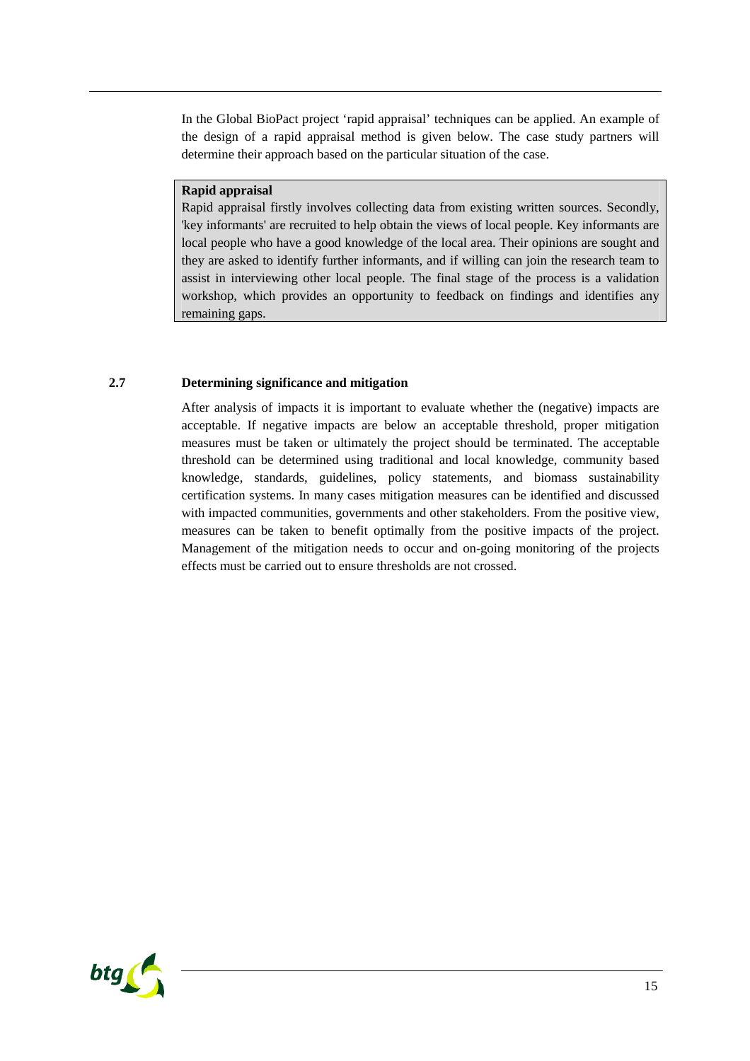In the Global BioPact project 'rapid appraisal' techniques can be applied. An example of the design of a rapid appraisal method is given below. The case study partners will determine their approach based on the particular situation of the case.

> **Rapid appraisal**
> Rapid appraisal firstly involves collecting data from existing written sources. Secondly, 'key informants' are recruited to help obtain the views of local people. Key informants are local people who have a good knowledge of the local area. Their opinions are sought and they are asked to identify further informants, and if willing can join the research team to assist in interviewing other local people. The final stage of the process is a validation workshop, which provides an opportunity to feedback on findings and identifies any remaining gaps.

## 2.7 Determining significance and mitigation

After analysis of impacts it is important to evaluate whether the (negative) impacts are acceptable. If negative impacts are below an acceptable threshold, proper mitigation measures must be taken or ultimately the project should be terminated. The acceptable threshold can be determined using traditional and local knowledge, community based knowledge, standards, guidelines, policy statements, and biomass sustainability certification systems. In many cases mitigation measures can be identified and discussed with impacted communities, governments and other stakeholders. From the positive view, measures can be taken to benefit optimally from the positive impacts of the project. Management of the mitigation needs to occur and on-going monitoring of the projects effects must be carried out to ensure thresholds are not crossed.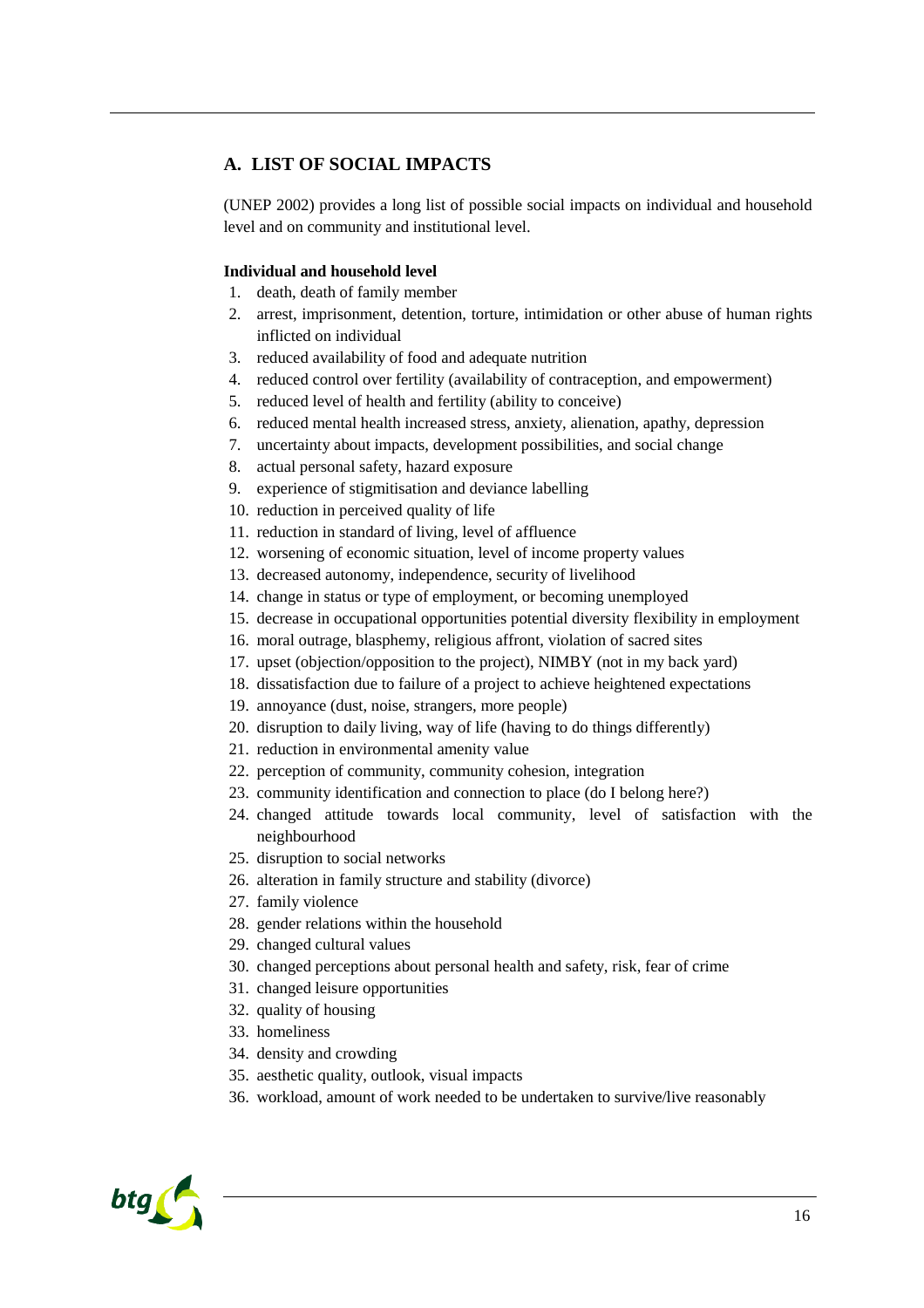## A. LIST OF SOCIAL IMPACTS

(UNEP 2002) provides a long list of possible social impacts on individual and household level and on community and institutional level.

**Individual and household level**

1. death, death of family member
2. arrest, imprisonment, detention, torture, intimidation or other abuse of human rights inflicted on individual
3. reduced availability of food and adequate nutrition
4. reduced control over fertility (availability of contraception, and empowerment)
5. reduced level of health and fertility (ability to conceive)
6. reduced mental health increased stress, anxiety, alienation, apathy, depression
7. uncertainty about impacts, development possibilities, and social change
8. actual personal safety, hazard exposure
9. experience of stigmitisation and deviance labelling
10. reduction in perceived quality of life
11. reduction in standard of living, level of affluence
12. worsening of economic situation, level of income property values
13. decreased autonomy, independence, security of livelihood
14. change in status or type of employment, or becoming unemployed
15. decrease in occupational opportunities potential diversity flexibility in employment
16. moral outrage, blasphemy, religious affront, violation of sacred sites
17. upset (objection/opposition to the project), NIMBY (not in my back yard)
18. dissatisfaction due to failure of a project to achieve heightened expectations
19. annoyance (dust, noise, strangers, more people)
20. disruption to daily living, way of life (having to do things differently)
21. reduction in environmental amenity value
22. perception of community, community cohesion, integration
23. community identification and connection to place (do I belong here?)
24. changed attitude towards local community, level of satisfaction with the neighbourhood
25. disruption to social networks
26. alteration in family structure and stability (divorce)
27. family violence
28. gender relations within the household
29. changed cultural values
30. changed perceptions about personal health and safety, risk, fear of crime
31. changed leisure opportunities
32. quality of housing
33. homeliness
34. density and crowding
35. aesthetic quality, outlook, visual impacts
36. workload, amount of work needed to be undertaken to survive/live reasonably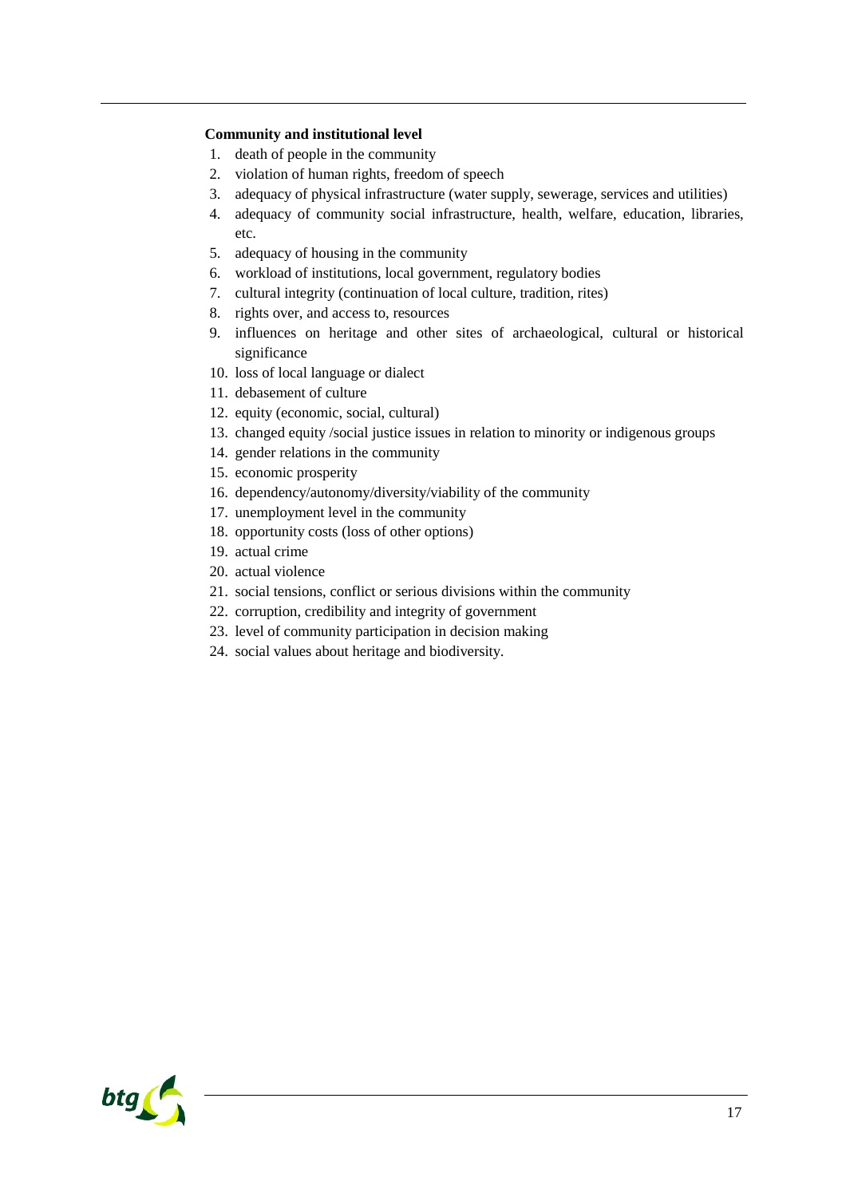**Community and institutional level**

1. death of people in the community
2. violation of human rights, freedom of speech
3. adequacy of physical infrastructure (water supply, sewerage, services and utilities)
4. adequacy of community social infrastructure, health, welfare, education, libraries, etc.
5. adequacy of housing in the community
6. workload of institutions, local government, regulatory bodies
7. cultural integrity (continuation of local culture, tradition, rites)
8. rights over, and access to, resources
9. influences on heritage and other sites of archaeological, cultural or historical significance
10. loss of local language or dialect
11. debasement of culture
12. equity (economic, social, cultural)
13. changed equity /social justice issues in relation to minority or indigenous groups
14. gender relations in the community
15. economic prosperity
16. dependency/autonomy/diversity/viability of the community
17. unemployment level in the community
18. opportunity costs (loss of other options)
19. actual crime
20. actual violence
21. social tensions, conflict or serious divisions within the community
22. corruption, credibility and integrity of government
23. level of community participation in decision making
24. social values about heritage and biodiversity.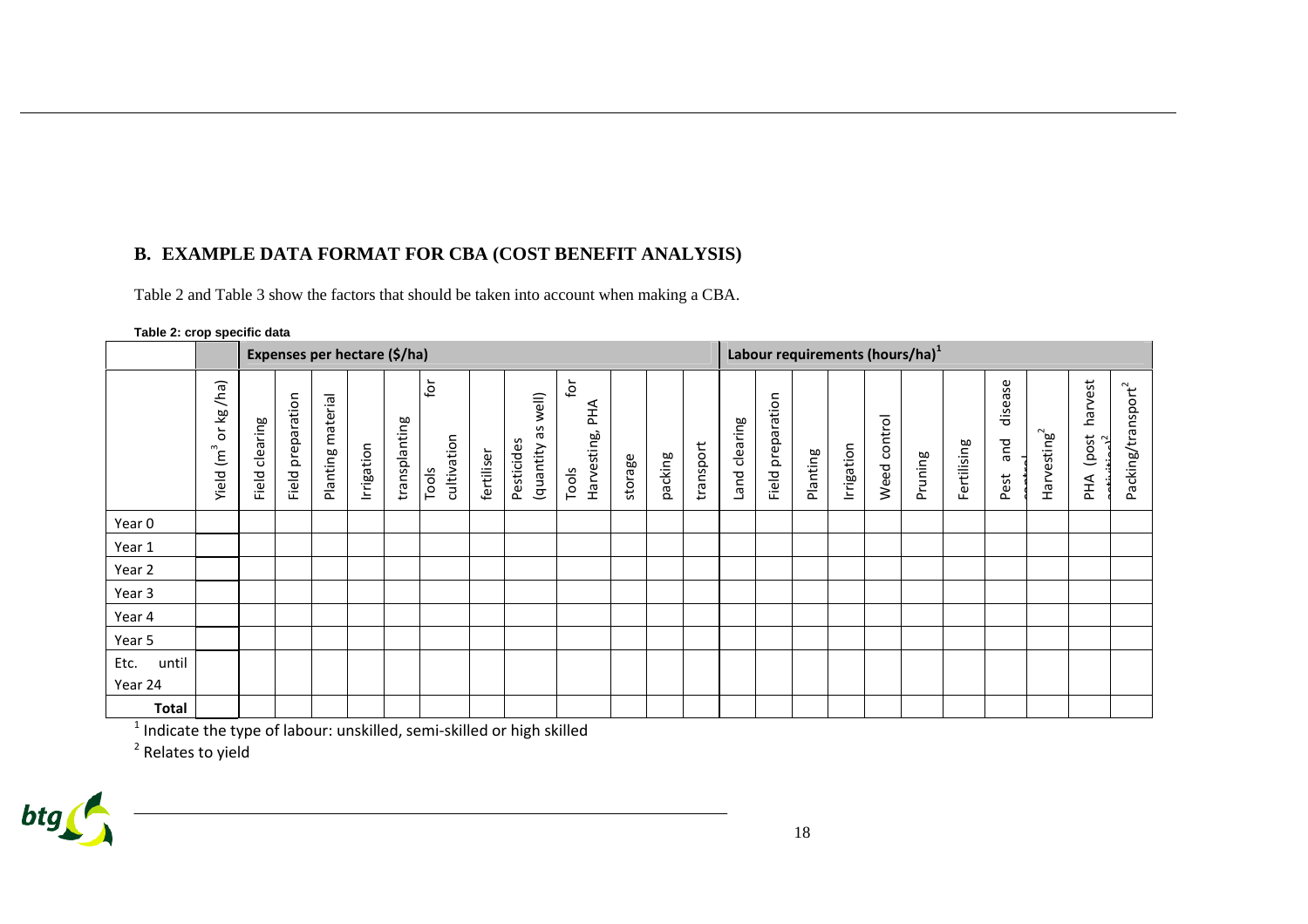## B. EXAMPLE DATA FORMAT FOR CBA (COST BENEFIT ANALYSIS)

Table 2 and Table 3 show the factors that should be taken into account when making a CBA.

**Table 2: crop specific data**

| | | Expenses per hectare ($/ha) | | | | | | | | | | | | | Labour requirements (hours/ha)[1] | | | | | | | | | | |
|---|---|---|---|---|---|---|---|---|---|---|---|---|---|---|---|---|---|---|---|---|---|---|---|---|---|
| | Yield ($m^3$ or kg/ha) | Field clearing | Field preparation | Planting material | Irrigation | transplanting | Tools for cultivation | fertiliser | Pesticides (quantity as well) | Tools for Harvesting, PHA | storage | packing | transport | Land clearing | Field preparation | Planting | Irrigation | Weed control | Pruning | Fertilising | Pest and disease control | Harvesting[2] | PHA (post harvest activities)[2] | Packing/transport[2] |
| Year 0 | | | | | | | | | | | | | | | | | | | | | | | | |
| Year 1 | | | | | | | | | | | | | | | | | | | | | | | | |
| Year 2 | | | | | | | | | | | | | | | | | | | | | | | | |
| Year 3 | | | | | | | | | | | | | | | | | | | | | | | | |
| Year 4 | | | | | | | | | | | | | | | | | | | | | | | | |
| Year 5 | | | | | | | | | | | | | | | | | | | | | | | | |
| Etc. until Year 24 | | | | | | | | | | | | | | | | | | | | | | | | |
| **Total** | | | | | | | | | | | | | | | | | | | | | | | | |

[1] Indicate the type of labour: unskilled, semi-skilled or high skilled

[2] Relates to yield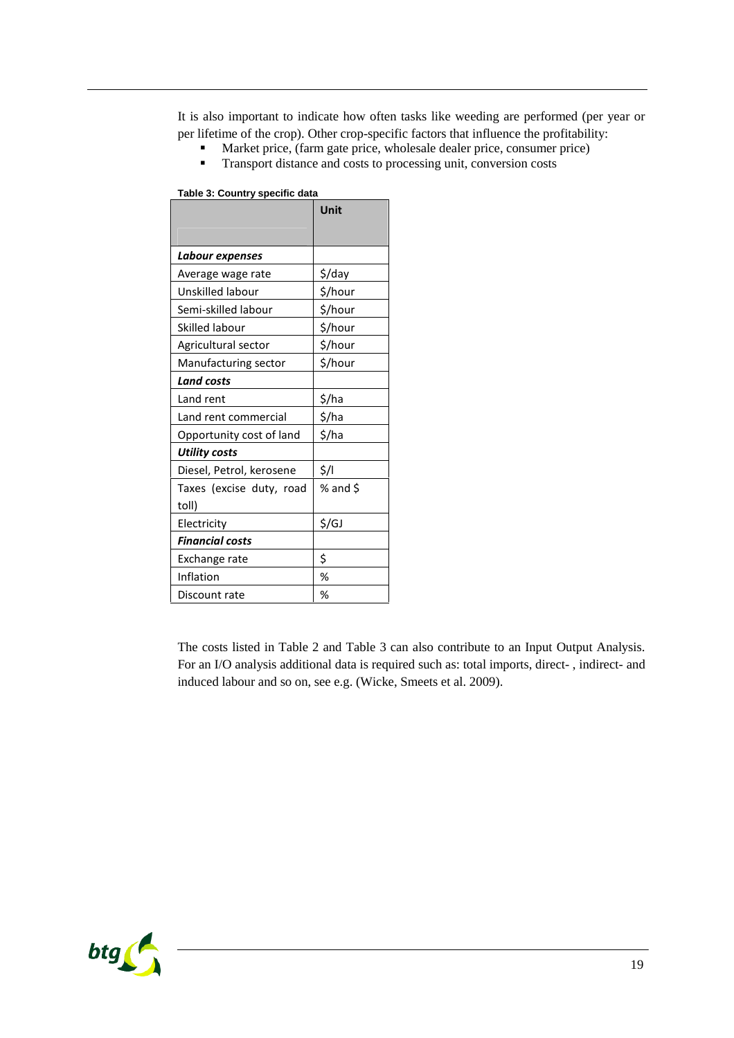It is also important to indicate how often tasks like weeding are performed (per year or per lifetime of the crop). Other crop-specific factors that influence the profitability:

- Market price, (farm gate price, wholesale dealer price, consumer price)
- Transport distance and costs to processing unit, conversion costs

**Table 3: Country specific data**

| | Unit |
|---|---|
| ***Labour expenses*** | |
| Average wage rate | $/day |
| Unskilled labour | $/hour |
| Semi-skilled labour | $/hour |
| Skilled labour | $/hour |
| Agricultural sector | $/hour |
| Manufacturing sector | $/hour |
| ***Land costs*** | |
| Land rent | $/ha |
| Land rent commercial | $/ha |
| Opportunity cost of land | $/ha |
| ***Utility costs*** | |
| Diesel, Petrol, kerosene | $/l |
| Taxes (excise duty, road toll) | % and $ |
| Electricity | $/GJ |
| ***Financial costs*** | |
| Exchange rate | $ |
| Inflation | % |
| Discount rate | % |

The costs listed in Table 2 and Table 3 can also contribute to an Input Output Analysis. For an I/O analysis additional data is required such as: total imports, direct- , indirect- and induced labour and so on, see e.g. (Wicke, Smeets et al. 2009).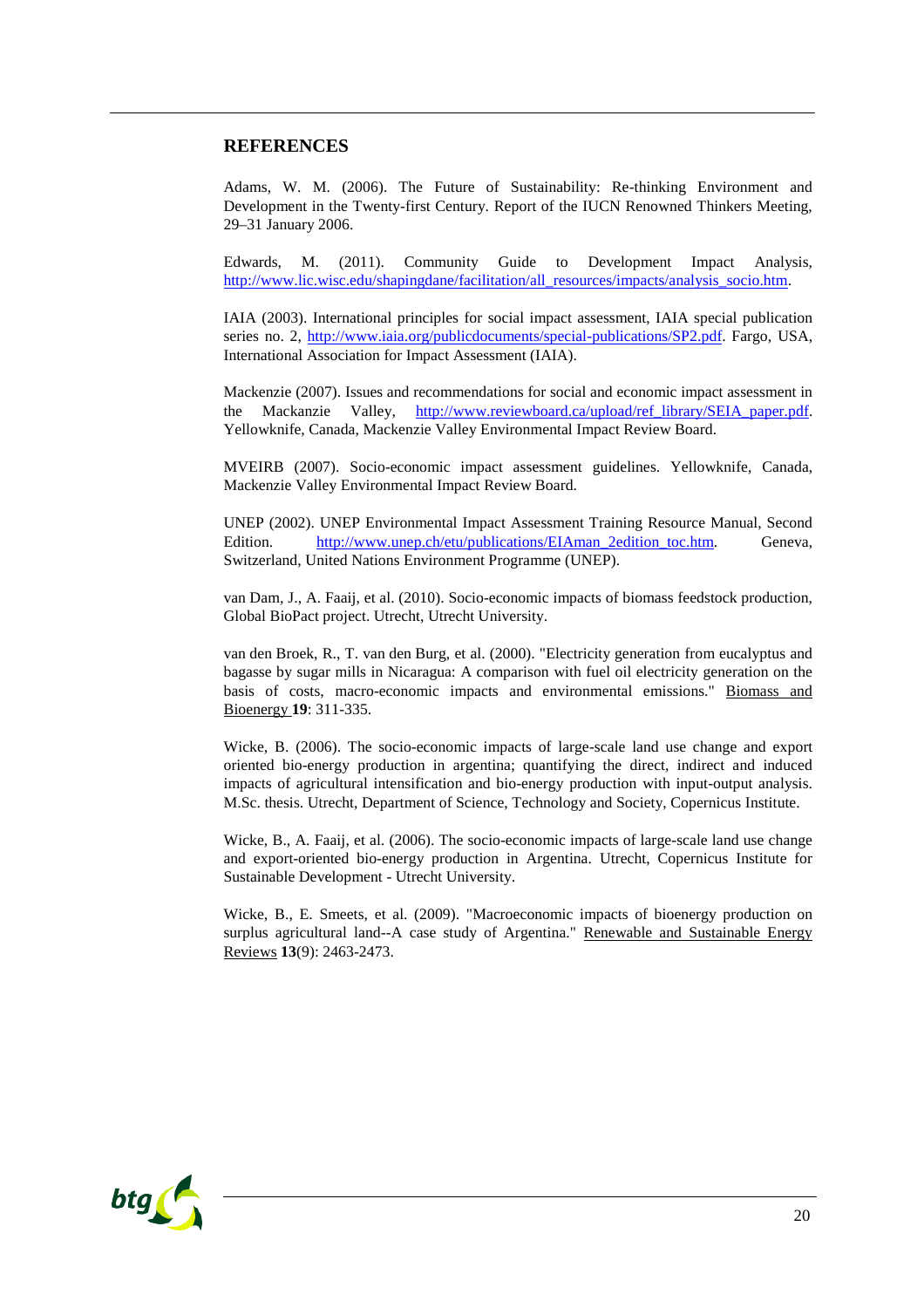## REFERENCES

Adams, W. M. (2006). The Future of Sustainability: Re-thinking Environment and Development in the Twenty-first Century. Report of the IUCN Renowned Thinkers Meeting, 29–31 January 2006.

Edwards, M. (2011). Community Guide to Development Impact Analysis, http://www.lic.wisc.edu/shapingdane/facilitation/all_resources/impacts/analysis_socio.htm.

IAIA (2003). International principles for social impact assessment, IAIA special publication series no. 2, http://www.iaia.org/publicdocuments/special-publications/SP2.pdf. Fargo, USA, International Association for Impact Assessment (IAIA).

Mackenzie (2007). Issues and recommendations for social and economic impact assessment in the Mackanzie Valley, http://www.reviewboard.ca/upload/ref_library/SEIA_paper.pdf. Yellowknife, Canada, Mackenzie Valley Environmental Impact Review Board.

MVEIRB (2007). Socio-economic impact assessment guidelines. Yellowknife, Canada, Mackenzie Valley Environmental Impact Review Board.

UNEP (2002). UNEP Environmental Impact Assessment Training Resource Manual, Second Edition. http://www.unep.ch/etu/publications/EIAman_2edition_toc.htm. Geneva, Switzerland, United Nations Environment Programme (UNEP).

van Dam, J., A. Faaij, et al. (2010). Socio-economic impacts of biomass feedstock production, Global BioPact project. Utrecht, Utrecht University.

van den Broek, R., T. van den Burg, et al. (2000). "Electricity generation from eucalyptus and bagasse by sugar mills in Nicaragua: A comparison with fuel oil electricity generation on the basis of costs, macro-economic impacts and environmental emissions." Biomass and Bioenergy **19**: 311-335.

Wicke, B. (2006). The socio-economic impacts of large-scale land use change and export oriented bio-energy production in argentina; quantifying the direct, indirect and induced impacts of agricultural intensification and bio-energy production with input-output analysis. M.Sc. thesis. Utrecht, Department of Science, Technology and Society, Copernicus Institute.

Wicke, B., A. Faaij, et al. (2006). The socio-economic impacts of large-scale land use change and export-oriented bio-energy production in Argentina. Utrecht, Copernicus Institute for Sustainable Development - Utrecht University.

Wicke, B., E. Smeets, et al. (2009). "Macroeconomic impacts of bioenergy production on surplus agricultural land--A case study of Argentina." Renewable and Sustainable Energy Reviews **13**(9): 2463-2473.